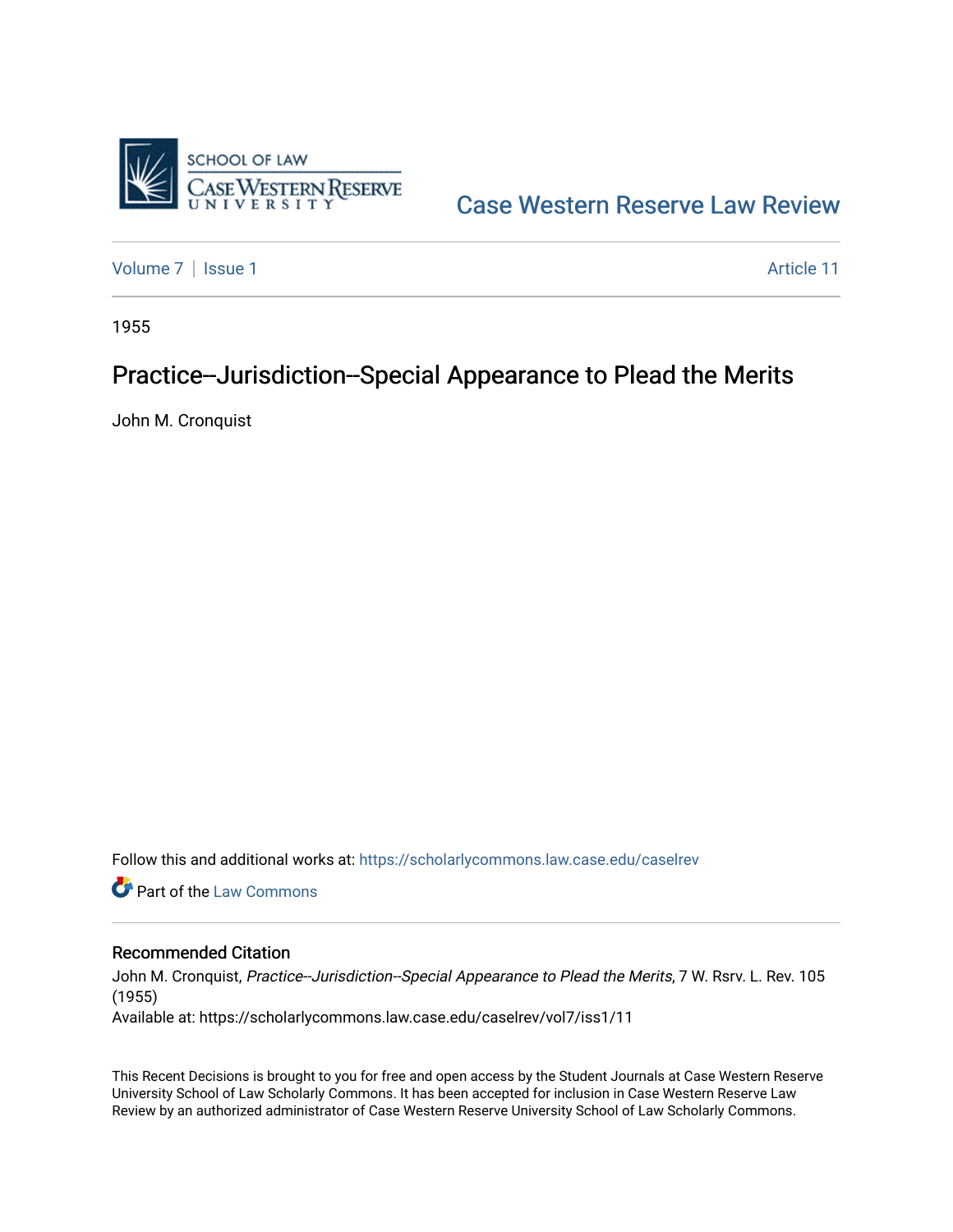Case Western Reserve Law Review

Volume 7 | Issue 1 | Article 11

1955

# Practice--Jurisdiction--Special Appearance to Plead the Merits

John M. Cronquist

Follow this and additional works at: https://scholarlycommons.law.case.edu/caselrev

Part of the Law Commons

## Recommended Citation

John M. Cronquist, *Practice--Jurisdiction--Special Appearance to Plead the Merits*, 7 W. Rsrv. L. Rev. 105 (1955)

Available at: https://scholarlycommons.law.case.edu/caselrev/vol7/iss1/11

This Recent Decisions is brought to you for free and open access by the Student Journals at Case Western Reserve University School of Law Scholarly Commons. It has been accepted for inclusion in Case Western Reserve Law Review by an authorized administrator of Case Western Reserve University School of Law Scholarly Commons.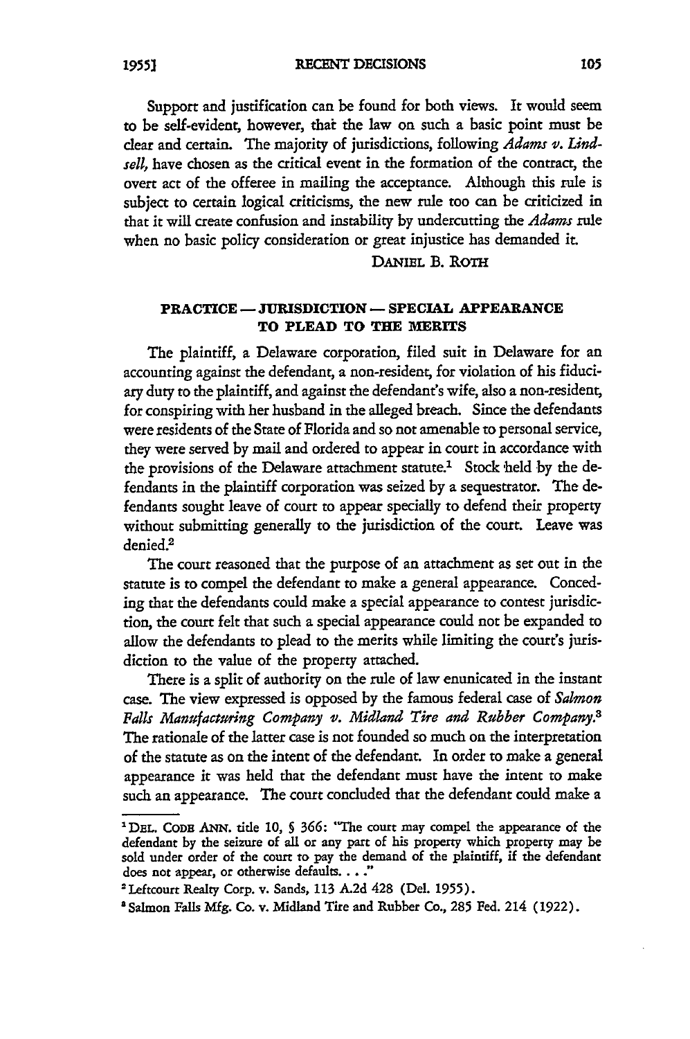Support and justification can be found for both views. It would seem to be self-evident, however, that the law on such a basic point must be clear and certain. The majority of jurisdictions, following *Adams v. Lindsell,* have chosen as the critical event in the formation of the contract, the overt act of the offeree in mailing the acceptance. Although this rule is subject to certain logical criticisms, the new rule too can be criticized in that it will create confusion and instability by undercutting the *Adams* rule when no basic policy consideration or great injustice has demanded it.

DANIEL B. ROTH

## PRACTICE — JURISDICTION — SPECIAL APPEARANCE TO PLEAD TO THE MERITS

The plaintiff, a Delaware corporation, filed suit in Delaware for an accounting against the defendant, a non-resident, for violation of his fiduciary duty to the plaintiff, and against the defendant's wife, also a non-resident, for conspiring with her husband in the alleged breach. Since the defendants were residents of the State of Florida and so not amenable to personal service, they were served by mail and ordered to appear in court in accordance with the provisions of the Delaware attachment statute.[1] Stock held by the defendants in the plaintiff corporation was seized by a sequestrator. The defendants sought leave of court to appear specially to defend their property without submitting generally to the jurisdiction of the court. Leave was denied.[2]

The court reasoned that the purpose of an attachment as set out in the statute is to compel the defendant to make a general appearance. Conceding that the defendants could make a special appearance to contest jurisdiction, the court felt that such a special appearance could not be expanded to allow the defendants to plead to the merits while limiting the court's jurisdiction to the value of the property attached.

There is a split of authority on the rule of law enunicated in the instant case. The view expressed is opposed by the famous federal case of *Salmon Falls Manufacturing Company v. Midland Tire and Rubber Company.*[3] The rationale of the latter case is not founded so much on the interpretation of the statute as on the intent of the defendant. In order to make a general appearance it was held that the defendant must have the intent to make such an appearance. The court concluded that the defendant could make a

---

[1] DEL. CODE ANN. title 10, § 366: "The court may compel the appearance of the defendant by the seizure of all or any part of his property which property may be sold under order of the court to pay the demand of the plaintiff, if the defendant does not appear, or otherwise defaults. . . ."

[2] Leftcourt Realty Corp. v. Sands, 113 A.2d 428 (Del. 1955).

[3] Salmon Falls Mfg. Co. v. Midland Tire and Rubber Co., 285 Fed. 214 (1922).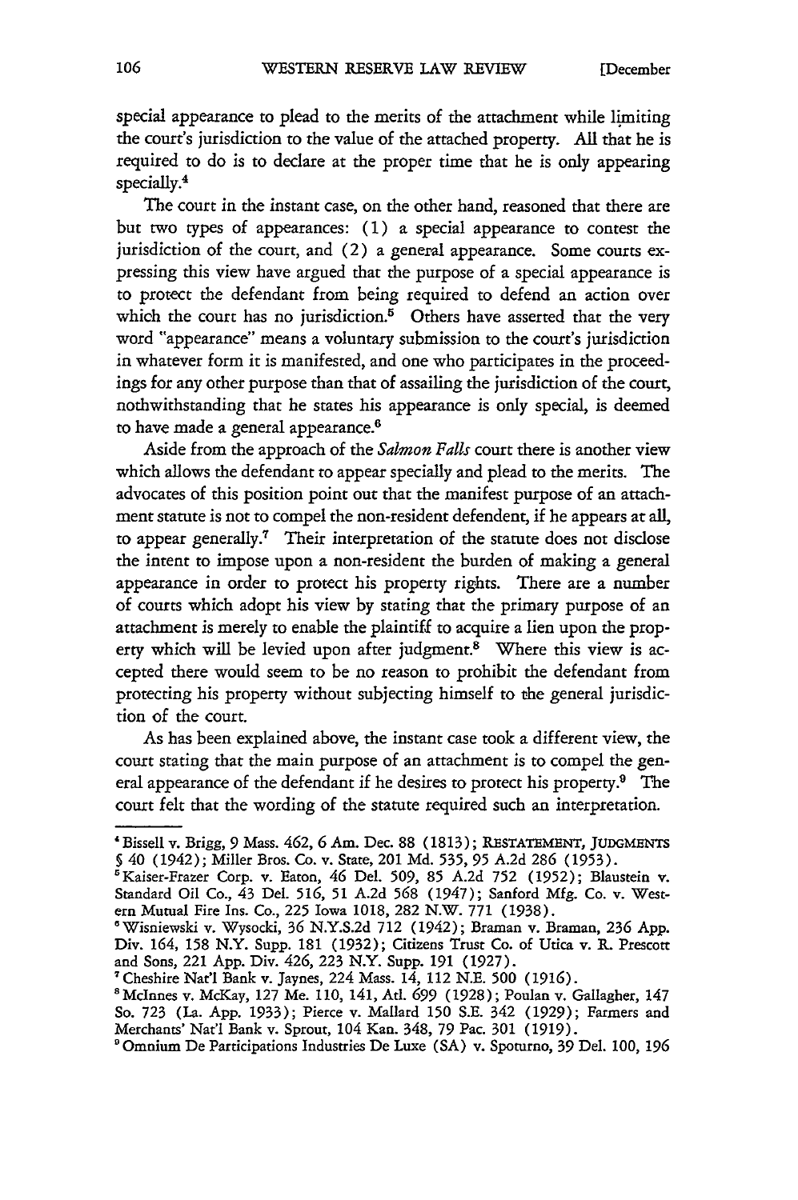special appearance to plead to the merits of the attachment while limiting the court's jurisdiction to the value of the attached property. All that he is required to do is to declare at the proper time that he is only appearing specially.[4]

The court in the instant case, on the other hand, reasoned that there are but two types of appearances: (1) a special appearance to contest the jurisdiction of the court, and (2) a general appearance. Some courts expressing this view have argued that the purpose of a special appearance is to protect the defendant from being required to defend an action over which the court has no jurisdiction.[5] Others have asserted that the very word "appearance" means a voluntary submission to the court's jurisdiction in whatever form it is manifested, and one who participates in the proceedings for any other purpose than that of assailing the jurisdiction of the court, nothwithstanding that he states his appearance is only special, is deemed to have made a general appearance.[6]

Aside from the approach of the *Salmon Falls* court there is another view which allows the defendant to appear specially and plead to the merits. The advocates of this position point out that the manifest purpose of an attachment statute is not to compel the non-resident defendent, if he appears at all, to appear generally.[7] Their interpretation of the statute does not disclose the intent to impose upon a non-resident the burden of making a general appearance in order to protect his property rights. There are a number of courts which adopt his view by stating that the primary purpose of an attachment is merely to enable the plaintiff to acquire a lien upon the property which will be levied upon after judgment.[8] Where this view is accepted there would seem to be no reason to prohibit the defendant from protecting his property without subjecting himself to the general jurisdiction of the court.

As has been explained above, the instant case took a different view, the court stating that the main purpose of an attachment is to compel the general appearance of the defendant if he desires to protect his property.[9] The court felt that the wording of the statute required such an interpretation.

---

[4] Bissell v. Brigg, 9 Mass. 462, 6 Am. Dec. 88 (1813); RESTATEMENT, JUDGMENTS § 40 (1942); Miller Bros. Co. v. State, 201 Md. 535, 95 A.2d 286 (1953).

[5] Kaiser-Frazer Corp. v. Eaton, 46 Del. 509, 85 A.2d 752 (1952); Blaustein v. Standard Oil Co., 43 Del. 516, 51 A.2d 568 (1947); Sanford Mfg. Co. v. Western Mutual Fire Ins. Co., 225 Iowa 1018, 282 N.W. 771 (1938).

[6] Wisniewski v. Wysocki, 36 N.Y.S.2d 712 (1942); Braman v. Braman, 236 App. Div. 164, 158 N.Y. Supp. 181 (1932); Citizens Trust Co. of Utica v. R. Prescott and Sons, 221 App. Div. 426, 223 N.Y. Supp. 191 (1927).

[7] Cheshire Nat'l Bank v. Jaynes, 224 Mass. 14, 112 N.E. 500 (1916).

[8] McInnes v. McKay, 127 Me. 110, 141, Atl. 699 (1928); Poulan v. Gallagher, 147 So. 723 (La. App. 1933); Pierce v. Mallard 150 S.E. 342 (1929); Farmers and Merchants' Nat'l Bank v. Sprout, 104 Kan. 348, 79 Pac. 301 (1919).

[9] Omnium De Participations Industries De Luxe (SA) v. Sporturno, 39 Del. 100, 196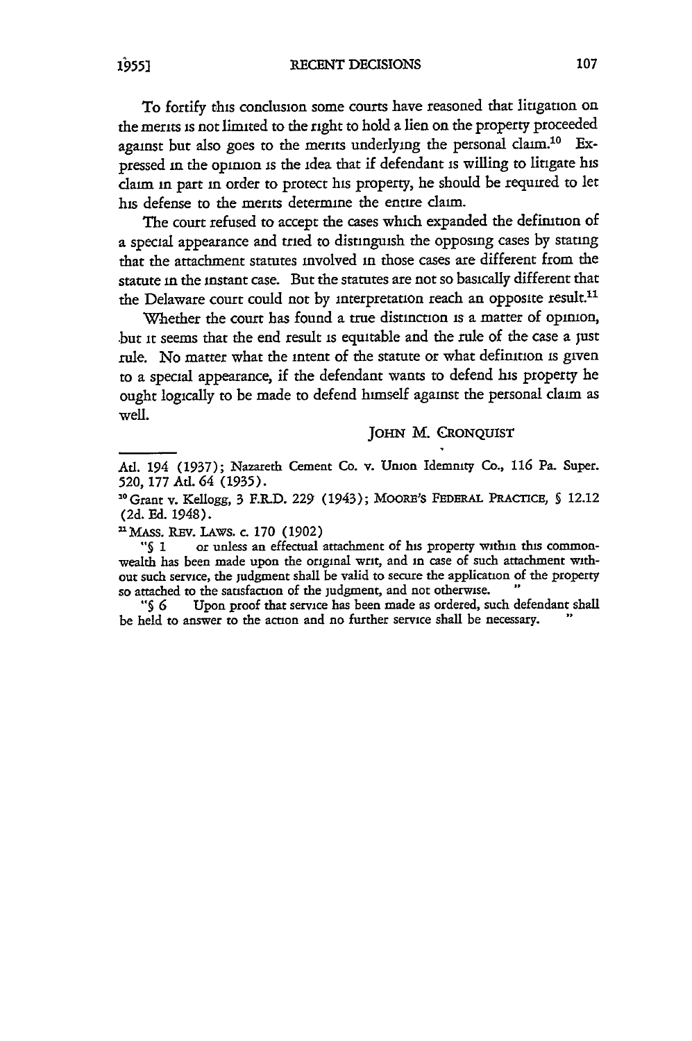To fortify this conclusion some courts have reasoned that litigation on the merits is not limited to the right to hold a lien on the property proceeded against but also goes to the merits underlying the personal claim.[10] Expressed in the opinion is the idea that if defendant is willing to litigate his claim in part in order to protect his property, he should be required to let his defense to the merits determine the entire claim.

The court refused to accept the cases which expanded the definition of a special appearance and tried to distinguish the opposing cases by stating that the attachment statutes involved in those cases are different from the statute in the instant case. But the statutes are not so basically different that the Delaware court could not by interpretation reach an opposite result.[11]

Whether the court has found a true distinction is a matter of opinion, but it seems that the end result is equitable and the rule of the case a just rule. No matter what the intent of the statute or what definition is given to a special appearance, if the defendant wants to defend his property he ought logically to be made to defend himself against the personal claim as well.

JOHN M. CRONQUIST

---

Atl. 194 (1937); Nazareth Cement Co. v. Union Idemnity Co., 116 Pa. Super. 520, 177 Atl. 64 (1935).

[10] Grant v. Kellogg, 3 F.R.D. 229 (1943); MOORE'S FEDERAL PRACTICE, § 12.12 (2d. Ed. 1948).

[11] MASS. REV. LAWS. c. 170 (1902)

"§ 1 or unless an effectual attachment of his property within this commonwealth has been made upon the original writ, and in case of such attachment without such service, the judgment shall be valid to secure the application of the property so attached to the satisfaction of the judgment, and not otherwise. "

"§ 6 Upon proof that service has been made as ordered, such defendant shall be held to answer to the action and no further service shall be necessary. "